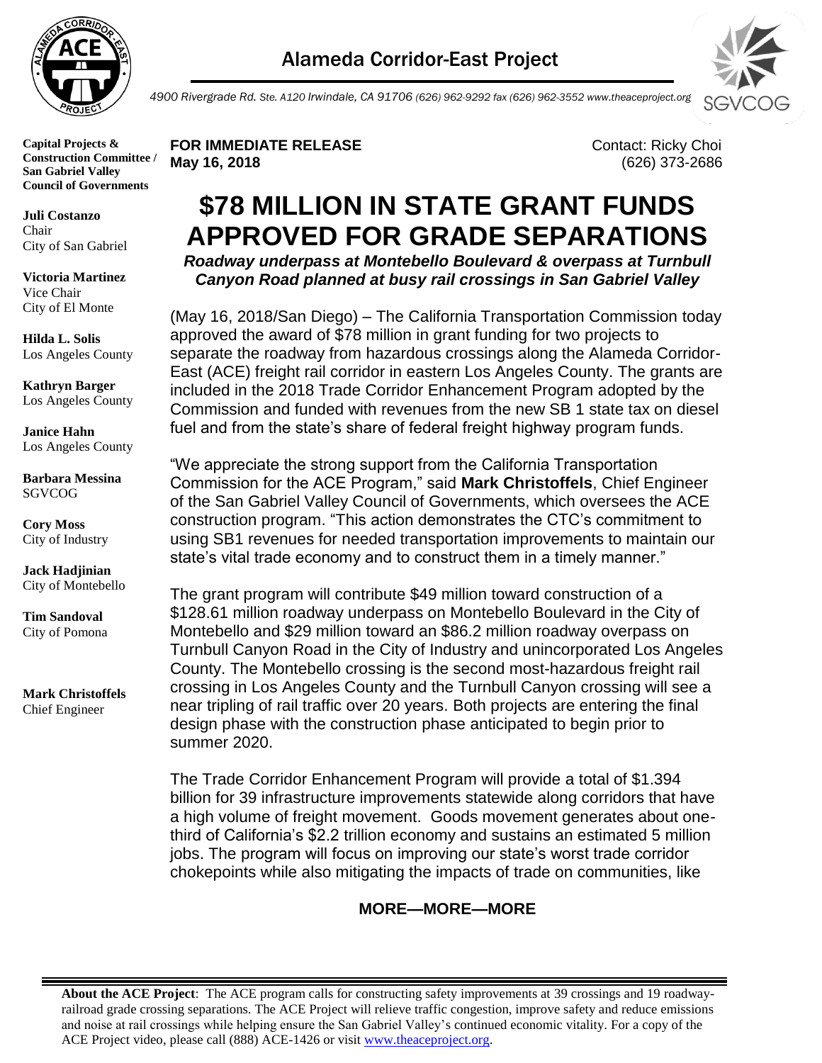# Alameda Corridor-East Project

*4900 Rivergrade Rd. Ste. A120 Irwindale, CA 91706 (626) 962-9292 fax (626) 962-3552 www.theaceproject.org*

**Capital Projects & Construction Committee / San Gabriel Valley Council of Governments**

**Juli Costanzo**
Chair
City of San Gabriel

**Victoria Martinez**
Vice Chair
City of El Monte

**Hilda L. Solis**
Los Angeles County

**Kathryn Barger**
Los Angeles County

**Janice Hahn**
Los Angeles County

**Barbara Messina**
SGVCOG

**Cory Moss**
City of Industry

**Jack Hadjinian**
City of Montebello

**Tim Sandoval**
City of Pomona

**Mark Christoffels**
Chief Engineer

**FOR IMMEDIATE RELEASE**
**May 16, 2018**

Contact: Ricky Choi
(626) 373-2686

# $78 MILLION IN STATE GRANT FUNDS APPROVED FOR GRADE SEPARATIONS

***Roadway underpass at Montebello Boulevard & overpass at Turnbull Canyon Road planned at busy rail crossings in San Gabriel Valley***

(May 16, 2018/San Diego) – The California Transportation Commission today approved the award of $78 million in grant funding for two projects to separate the roadway from hazardous crossings along the Alameda Corridor-East (ACE) freight rail corridor in eastern Los Angeles County. The grants are included in the 2018 Trade Corridor Enhancement Program adopted by the Commission and funded with revenues from the new SB 1 state tax on diesel fuel and from the state's share of federal freight highway program funds.

"We appreciate the strong support from the California Transportation Commission for the ACE Program," said **Mark Christoffels**, Chief Engineer of the San Gabriel Valley Council of Governments, which oversees the ACE construction program. "This action demonstrates the CTC's commitment to using SB1 revenues for needed transportation improvements to maintain our state's vital trade economy and to construct them in a timely manner."

The grant program will contribute $49 million toward construction of a $128.61 million roadway underpass on Montebello Boulevard in the City of Montebello and $29 million toward an $86.2 million roadway overpass on Turnbull Canyon Road in the City of Industry and unincorporated Los Angeles County. The Montebello crossing is the second most-hazardous freight rail crossing in Los Angeles County and the Turnbull Canyon crossing will see a near tripling of rail traffic over 20 years. Both projects are entering the final design phase with the construction phase anticipated to begin prior to summer 2020.

The Trade Corridor Enhancement Program will provide a total of $1.394 billion for 39 infrastructure improvements statewide along corridors that have a high volume of freight movement. Goods movement generates about one-third of California's $2.2 trillion economy and sustains an estimated 5 million jobs. The program will focus on improving our state's worst trade corridor chokepoints while also mitigating the impacts of trade on communities, like

**MORE—MORE—MORE**

**About the ACE Project**: The ACE program calls for constructing safety improvements at 39 crossings and 19 roadway-railroad grade crossing separations. The ACE Project will relieve traffic congestion, improve safety and reduce emissions and noise at rail crossings while helping ensure the San Gabriel Valley's continued economic vitality. For a copy of the ACE Project video, please call (888) ACE-1426 or visit www.theaceproject.org.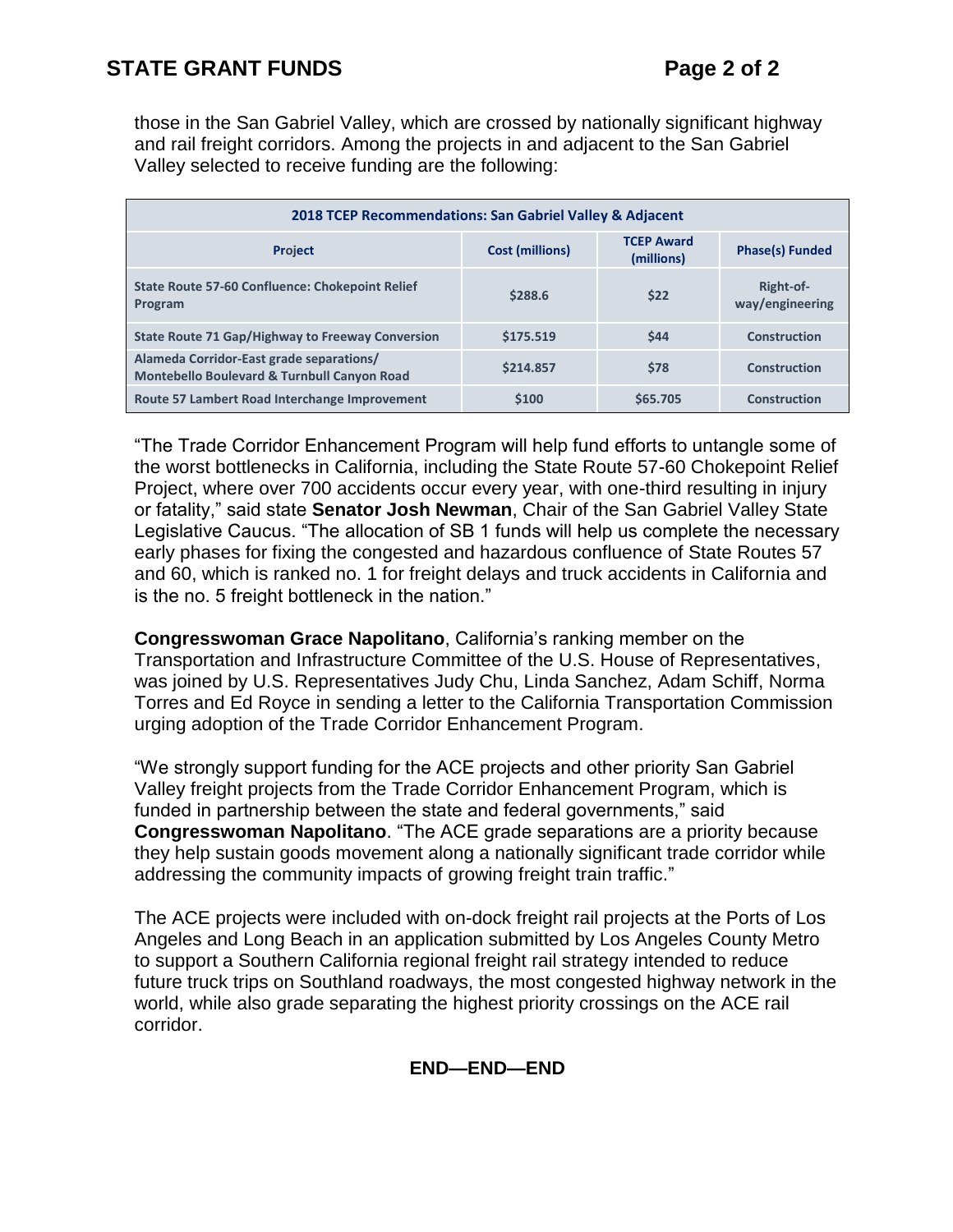those in the San Gabriel Valley, which are crossed by nationally significant highway and rail freight corridors. Among the projects in and adjacent to the San Gabriel Valley selected to receive funding are the following:

| 2018 TCEP Recommendations: San Gabriel Valley & Adjacent | | | |
|---|---|---|---|
| **Project** | **Cost (millions)** | **TCEP Award (millions)** | **Phase(s) Funded** |
| State Route 57-60 Confluence: Chokepoint Relief Program | $288.6 | $22 | Right-of-way/engineering |
| State Route 71 Gap/Highway to Freeway Conversion | $175.519 | $44 | Construction |
| Alameda Corridor-East grade separations/ Montebello Boulevard & Turnbull Canyon Road | $214.857 | $78 | Construction |
| Route 57 Lambert Road Interchange Improvement | $100 | $65.705 | Construction |

"The Trade Corridor Enhancement Program will help fund efforts to untangle some of the worst bottlenecks in California, including the State Route 57-60 Chokepoint Relief Project, where over 700 accidents occur every year, with one-third resulting in injury or fatality," said state **Senator Josh Newman**, Chair of the San Gabriel Valley State Legislative Caucus. "The allocation of SB 1 funds will help us complete the necessary early phases for fixing the congested and hazardous confluence of State Routes 57 and 60, which is ranked no. 1 for freight delays and truck accidents in California and is the no. 5 freight bottleneck in the nation."

**Congresswoman Grace Napolitano**, California's ranking member on the Transportation and Infrastructure Committee of the U.S. House of Representatives, was joined by U.S. Representatives Judy Chu, Linda Sanchez, Adam Schiff, Norma Torres and Ed Royce in sending a letter to the California Transportation Commission urging adoption of the Trade Corridor Enhancement Program.

"We strongly support funding for the ACE projects and other priority San Gabriel Valley freight projects from the Trade Corridor Enhancement Program, which is funded in partnership between the state and federal governments," said **Congresswoman Napolitano**. "The ACE grade separations are a priority because they help sustain goods movement along a nationally significant trade corridor while addressing the community impacts of growing freight train traffic."

The ACE projects were included with on-dock freight rail projects at the Ports of Los Angeles and Long Beach in an application submitted by Los Angeles County Metro to support a Southern California regional freight rail strategy intended to reduce future truck trips on Southland roadways, the most congested highway network in the world, while also grade separating the highest priority crossings on the ACE rail corridor.

**END—END—END**